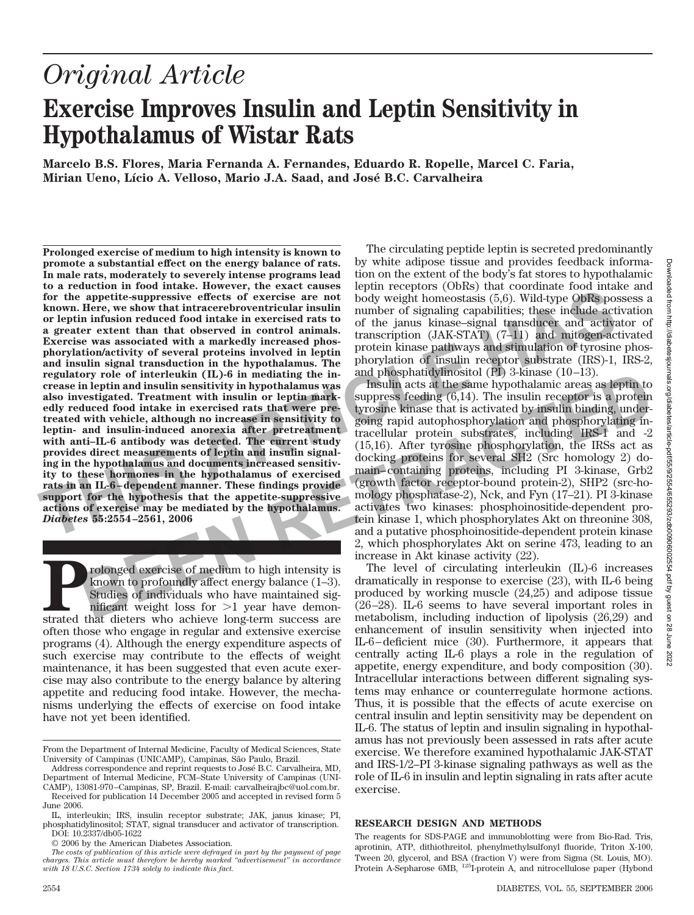# Original Article

# Exercise Improves Insulin and Leptin Sensitivity in Hypothalamus of Wistar Rats

**Marcelo B.S. Flores, Maria Fernanda A. Fernandes, Eduardo R. Ropelle, Marcel C. Faria, Mirian Ueno, Lício A. Velloso, Mario J.A. Saad, and José B.C. Carvalheira**

**Prolonged exercise of medium to high intensity is known to promote a substantial effect on the energy balance of rats. In male rats, moderately to severely intense programs lead to a reduction in food intake. However, the exact causes for the appetite-suppressive effects of exercise are not known. Here, we show that intracerebroventricular insulin or leptin infusion reduced food intake in exercised rats to a greater extent than that observed in control animals. Exercise was associated with a markedly increased phosphorylation/activity of several proteins involved in leptin and insulin signal transduction in the hypothalamus. The regulatory role of interleukin (IL)-6 in mediating the increase in leptin and insulin sensitivity in hypothalamus was also investigated. Treatment with insulin or leptin markedly reduced food intake in exercised rats that were pretreated with vehicle, although no increase in sensitivity to leptin- and insulin-induced anorexia after pretreatment with anti–IL-6 antibody was detected. The current study provides direct measurements of leptin and insulin signaling in the hypothalamus and documents increased sensitivity to these hormones in the hypothalamus of exercised rats in an IL-6–dependent manner. These findings provide support for the hypothesis that the appetite-suppressive actions of exercise may be mediated by the hypothalamus.** ***Diabetes* 55:2554–2561, 2006**

Prolonged exercise of medium to high intensity is known to profoundly affect energy balance (1–3). Studies of individuals who have maintained significant weight loss for >1 year have demonstrated that dieters who achieve long-term success are often those who engage in regular and extensive exercise programs (4). Although the energy expenditure aspects of such exercise may contribute to the effects of weight maintenance, it has been suggested that even acute exercise may also contribute to the energy balance by altering appetite and reducing food intake. However, the mechanisms underlying the effects of exercise on food intake have not yet been identified.

The circulating peptide leptin is secreted predominantly by white adipose tissue and provides feedback information on the extent of the body's fat stores to hypothalamic leptin receptors (ObRs) that coordinate food intake and body weight homeostasis (5,6). Wild-type ObRs possess a number of signaling capabilities; these include activation of the janus kinase–signal transducer and activator of transcription (JAK-STAT) (7–11) and mitogen-activated protein kinase pathways and stimulation of tyrosine phosphorylation of insulin receptor substrate (IRS)-1, IRS-2, and phosphatidylinositol (PI) 3-kinase (10–13).

Insulin acts at the same hypothalamic areas as leptin to suppress feeding (6,14). The insulin receptor is a protein tyrosine kinase that is activated by insulin binding, undergoing rapid autophosphorylation and phosphorylating intracellular protein substrates, including IRS-1 and -2 (15,16). After tyrosine phosphorylation, the IRSs act as docking proteins for several SH2 (Src homology 2) domain–containing proteins, including PI 3-kinase, Grb2 (growth factor receptor-bound protein-2), SHP2 (src-homology phosphatase-2), Nck, and Fyn (17–21). PI 3-kinase activates two kinases: phosphoinositide-dependent protein kinase 1, which phosphorylates Akt on threonine 308, and a putative phosphoinositide-dependent protein kinase 2, which phosphorylates Akt on serine 473, leading to an increase in Akt kinase activity (22).

The level of circulating interleukin (IL)-6 increases dramatically in response to exercise (23), with IL-6 being produced by working muscle (24,25) and adipose tissue (26–28). IL-6 seems to have several important roles in metabolism, including induction of lipolysis (26,29) and enhancement of insulin sensitivity when injected into IL-6–deficient mice (30). Furthermore, it appears that centrally acting IL-6 plays a role in the regulation of appetite, energy expenditure, and body composition (30). Intracellular interactions between different signaling systems may enhance or counterregulate hormone actions. Thus, it is possible that the effects of acute exercise on central insulin and leptin sensitivity may be dependent on IL-6. The status of leptin and insulin signaling in hypothalamus has not previously been assessed in rats after acute exercise. We therefore examined hypothalamic JAK-STAT and IRS-1/2–PI 3-kinase signaling pathways as well as the role of IL-6 in insulin and leptin signaling in rats after acute exercise.

## RESEARCH DESIGN AND METHODS

The reagents for SDS-PAGE and immunoblotting were from Bio-Rad. Tris, aprotinin, ATP, dithiothreitol, phenylmethylsulfonyl fluoride, Triton X-100, Tween 20, glycerol, and BSA (fraction V) were from Sigma (St. Louis, MO). Protein A-Sepharose 6MB, $^{125}$I-protein A, and nitrocellulose paper (Hybond

From the Department of Internal Medicine, Faculty of Medical Sciences, State University of Campinas (UNICAMP), Campinas, São Paulo, Brazil.

Address correspondence and reprint requests to José B.C. Carvalheira, MD, Department of Internal Medicine, FCM–State University of Campinas (UNICAMP), 13081-970–Campinas, SP, Brazil. E-mail: carvalheirajbc@uol.com.br.

Received for publication 14 December 2005 and accepted in revised form 5 June 2006.

IL, interleukin; IRS, insulin receptor substrate; JAK, janus kinase; PI, phosphatidylinositol; STAT, signal transducer and activator of transcription.

DOI: 10.2337/db05-1622

© 2006 by the American Diabetes Association.

*The costs of publication of this article were defrayed in part by the payment of page charges. This article must therefore be hereby marked "advertisement" in accordance with 18 U.S.C. Section 1734 solely to indicate this fact.*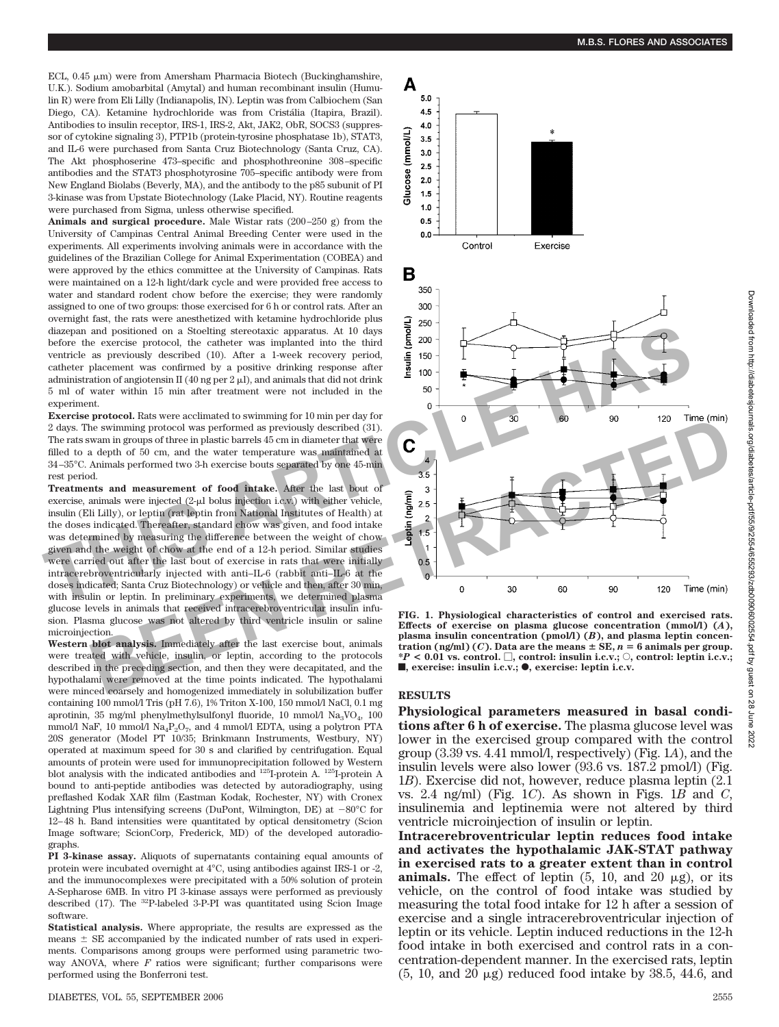ECL, 0.45 μm) were from Amersham Pharmacia Biotech (Buckinghamshire, U.K.). Sodium amobarbital (Amytal) and human recombinant insulin (Humulin R) were from Eli Lilly (Indianapolis, IN). Leptin was from Calbiochem (San Diego, CA). Ketamine hydrochloride was from Cristália (Itapira, Brazil). Antibodies to insulin receptor, IRS-1, IRS-2, Akt, JAK2, ObR, SOCS3 (suppressor of cytokine signaling 3), PTP1b (protein-tyrosine phosphatase 1b), STAT3, and IL-6 were purchased from Santa Cruz Biotechnology (Santa Cruz, CA). The Akt phosphoserine 473–specific and phosphothreonine 308–specific antibodies and the STAT3 phosphotyrosine 705–specific antibody were from New England Biolabs (Beverly, MA), and the antibody to the p85 subunit of PI 3-kinase was from Upstate Biotechnology (Lake Placid, NY). Routine reagents were purchased from Sigma, unless otherwise specified.

**Animals and surgical procedure.** Male Wistar rats (200–250 g) from the University of Campinas Central Animal Breeding Center were used in the experiments. All experiments involving animals were in accordance with the guidelines of the Brazilian College for Animal Experimentation (COBEA) and were approved by the ethics committee at the University of Campinas. Rats were maintained on a 12-h light/dark cycle and were provided free access to water and standard rodent chow before the exercise; they were randomly assigned to one of two groups: those exercised for 6 h or control rats. After an overnight fast, the rats were anesthetized with ketamine hydrochloride plus diazepan and positioned on a Stoelting stereotaxic apparatus. At 10 days before the exercise protocol, the catheter was implanted into the third ventricle as previously described (10). After a 1-week recovery period, catheter placement was confirmed by a positive drinking response after administration of angiotensin II (40 ng per 2 μl), and animals that did not drink 5 ml of water within 15 min after treatment were not included in the experiment.

**Exercise protocol.** Rats were acclimated to swimming for 10 min per day for 2 days. The swimming protocol was performed as previously described (31). The rats swam in groups of three in plastic barrels 45 cm in diameter that were filled to a depth of 50 cm, and the water temperature was maintained at 34–35°C. Animals performed two 3-h exercise bouts separated by one 45-min rest period.

**Treatments and measurement of food intake.** After the last bout of exercise, animals were injected (2-μl bolus injection i.c.v.) with either vehicle, insulin (Eli Lilly), or leptin (rat leptin from National Institutes of Health) at the doses indicated. Thereafter, standard chow was given, and food intake was determined by measuring the difference between the weight of chow given and the weight of chow at the end of a 12-h period. Similar studies were carried out after the last bout of exercise in rats that were initially intracerebroventricularly injected with anti–IL-6 (rabbit anti–IL-6 at the doses indicated; Santa Cruz Biotechnology) or vehicle and then, after 30 min, with insulin or leptin. In preliminary experiments, we determined plasma glucose levels in animals that received intracerebroventricular insulin infusion. Plasma glucose was not altered by third ventricle insulin or saline microinjection.

**Western blot analysis.** Immediately after the last exercise bout, animals were treated with vehicle, insulin, or leptin, according to the protocols described in the preceding section, and then they were decapitated, and the hypothalami were removed at the time points indicated. The hypothalami were minced coarsely and homogenized immediately in solubilization buffer containing 100 mmol/l Tris (pH 7.6), 1% Triton X-100, 150 mmol/l NaCl, 0.1 mg aprotinin, 35 mg/ml phenylmethylsulfonyl fluoride, 10 mmol/l $Na_3VO_4$, 100 mmol/l NaF, 10 mmol/l $Na_4P_2O_7$, and 4 mmol/l EDTA, using a polytron PTA 20S generator (Model PT 10/35; Brinkmann Instruments, Westbury, NY) operated at maximum speed for 30 s and clarified by centrifugation. Equal amounts of protein were used for immunoprecipitation followed by Western blot analysis with the indicated antibodies and $^{125}$I-protein A. $^{125}$I-protein A bound to anti-peptide antibodies was detected by autoradiography, using preflashed Kodak XAR film (Eastman Kodak, Rochester, NY) with Cronex Lightning Plus intensifying screens (DuPont, Wilmington, DE) at −80°C for 12–48 h. Band intensities were quantitated by optical densitometry (Scion Image software; ScionCorp, Frederick, MD) of the developed autoradiographs.

**PI 3-kinase assay.** Aliquots of supernatants containing equal amounts of protein were incubated overnight at 4°C, using antibodies against IRS-1 or -2, and the immunocomplexes were precipitated with a 50% solution of protein A-Sepharose 6MB. In vitro PI 3-kinase assays were performed as previously described (17). The $^{32}$P-labeled 3-P-PI was quantitated using Scion Image software.

**Statistical analysis.** Where appropriate, the results are expressed as the means ± SE accompanied by the indicated number of rats used in experiments. Comparisons among groups were performed using parametric two-way ANOVA, where $F$ ratios were significant; further comparisons were performed using the Bonferroni test.

FIG. 1. Physiological characteristics of control and exercised rats. Effects of exercise on plasma glucose concentration (mmol/l) (*A*), plasma insulin concentration (pmol/l) (*B*), and plasma leptin concentration (ng/ml) (*C*). Data are the means ± SE, $n = 6$ animals per group. *$P < 0.01$ vs. control. □, control: insulin i.c.v.; ○, control: leptin i.c.v.; ■, exercise: insulin i.c.v.; ●, exercise: leptin i.c.v.

## RESULTS

**Physiological parameters measured in basal conditions after 6 h of exercise.** The plasma glucose level was lower in the exercised group compared with the control group (3.39 vs. 4.41 mmol/l, respectively) (Fig. 1*A*), and the insulin levels were also lower (93.6 vs. 187.2 pmol/l) (Fig. 1*B*). Exercise did not, however, reduce plasma leptin (2.1 vs. 2.4 ng/ml) (Fig. 1*C*). As shown in Figs. 1*B* and *C*, insulinemia and leptinemia were not altered by third ventricle microinjection of insulin or leptin.

**Intracerebroventricular leptin reduces food intake and activates the hypothalamic JAK-STAT pathway in exercised rats to a greater extent than in control animals.** The effect of leptin (5, 10, and 20 μg), or its vehicle, on the control of food intake was studied by measuring the total food intake for 12 h after a session of exercise and a single intracerebroventricular injection of leptin or its vehicle. Leptin induced reductions in the 12-h food intake in both exercised and control rats in a concentration-dependent manner. In the exercised rats, leptin (5, 10, and 20 μg) reduced food intake by 38.5, 44.6, and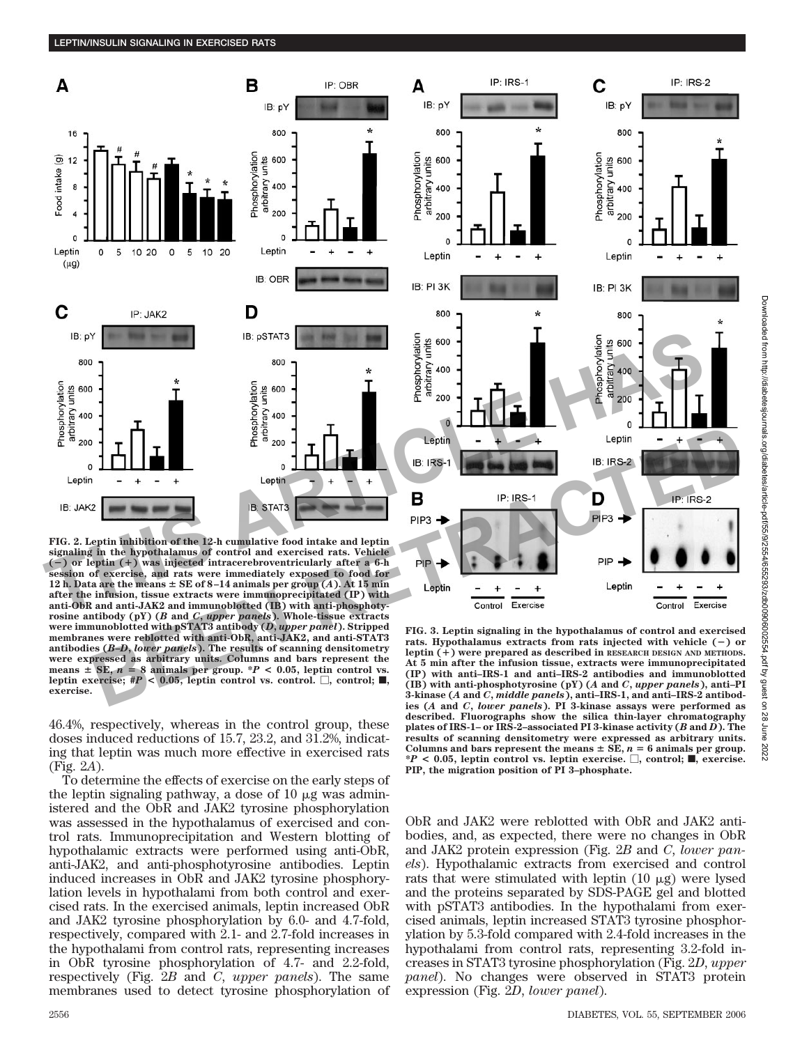FIG. 2. Leptin inhibition of the 12-h cumulative food intake and leptin signaling in the hypothalamus of control and exercised rats. Vehicle (−) or leptin (+) was injected intracerebroventricularly after a 6-h session of exercise, and rats were immediately exposed to food for 12 h. Data are the means ± SE of 8–14 animals per group (*A*). At 15 min after the infusion, tissue extracts were immunoprecipitated (IP) with anti-ObR and anti-JAK2 and immunoblotted (IB) with anti-phosphotyrosine antibody (pY) (*B* and *C*, *upper panels*). Whole-tissue extracts were immunoblotted with pSTAT3 antibody (*D*, *upper panel*). Stripped membranes were reblotted with anti-ObR, anti-JAK2, and anti-STAT3 antibodies (*B–D*, *lower panels*). The results of scanning densitometry were expressed as arbitrary units. Columns and bars represent the means ± SE, $n = 8$ animals per group. $*P < 0.05$, leptin control vs. leptin exercise; $\#P < 0.05$, leptin control vs. control. □, control; ■, exercise.

FIG. 3. Leptin signaling in the hypothalamus of control and exercised rats. Hypothalamus extracts from rats injected with vehicle (−) or leptin (+) were prepared as described in RESEARCH DESIGN AND METHODS. At 5 min after the infusion tissue, extracts were immunoprecipitated (IP) with anti–IRS-1 and anti–IRS-2 antibodies and immunoblotted (IB) with anti-phosphotyrosine (pY) (*A* and *C*, *upper panels*), anti–PI 3-kinase (*A* and *C*, *middle panels*), anti–IRS-1, and anti–IRS-2 antibodies (*A* and *C*, *lower panels*). PI 3-kinase assays were performed as described. Fluorographs show the silica thin-layer chromatography plates of IRS-1– or IRS-2–associated PI 3-kinase activity (*B* and *D*). The results of scanning densitometry were expressed as arbitrary units. Columns and bars represent the means ± SE, $n = 6$ animals per group. $*P < 0.05$, leptin control vs. leptin exercise. □, control; ■, exercise. PIP, the migration position of PI 3–phosphate.

46.4%, respectively, whereas in the control group, these doses induced reductions of 15.7, 23.2, and 31.2%, indicating that leptin was much more effective in exercised rats (Fig. 2*A*).

To determine the effects of exercise on the early steps of the leptin signaling pathway, a dose of 10 μg was administered and the ObR and JAK2 tyrosine phosphorylation was assessed in the hypothalamus of exercised and control rats. Immunoprecipitation and Western blotting of hypothalamic extracts were performed using anti-ObR, anti-JAK2, and anti-phosphotyrosine antibodies. Leptin induced increases in ObR and JAK2 tyrosine phosphorylation levels in hypothalami from both control and exercised rats. In the exercised animals, leptin increased ObR and JAK2 tyrosine phosphorylation by 6.0- and 4.7-fold, respectively, compared with 2.1- and 2.7-fold increases in the hypothalami from control rats, representing increases in ObR tyrosine phosphorylation of 4.7- and 2.2-fold, respectively (Fig. 2*B* and *C*, *upper panels*). The same membranes used to detect tyrosine phosphorylation of ObR and JAK2 were reblotted with ObR and JAK2 antibodies, and, as expected, there were no changes in ObR and JAK2 protein expression (Fig. 2*B* and *C*, *lower panels*). Hypothalamic extracts from exercised and control rats that were stimulated with leptin (10 μg) were lysed and the proteins separated by SDS-PAGE gel and blotted with pSTAT3 antibodies. In the hypothalami from exercised animals, leptin increased STAT3 tyrosine phosphorylation by 5.3-fold compared with 2.4-fold increases in the hypothalami from control rats, representing 3.2-fold increases in STAT3 tyrosine phosphorylation (Fig. 2*D*, *upper panel*). No changes were observed in STAT3 protein expression (Fig. 2*D*, *lower panel*).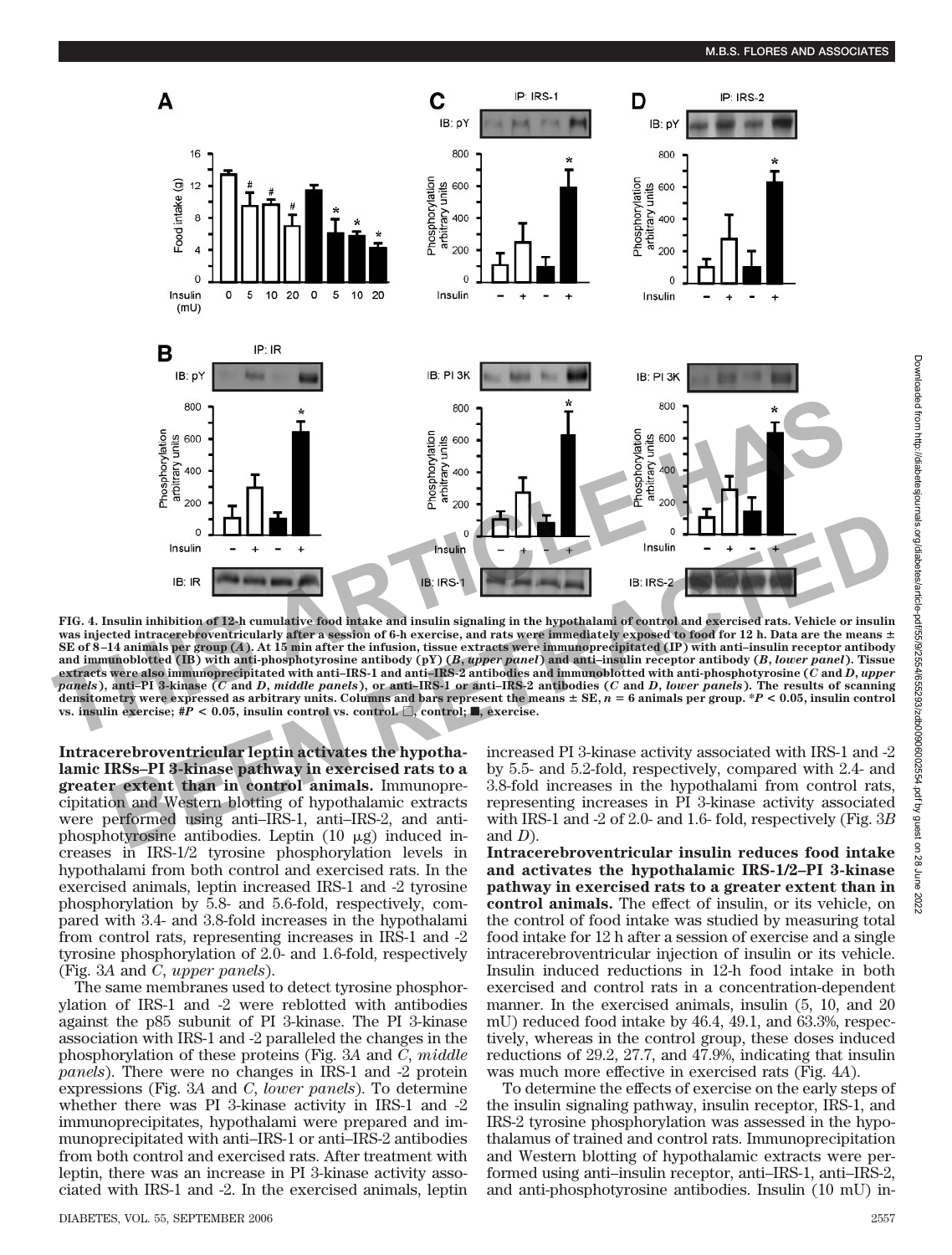FIG. 4. Insulin inhibition of 12-h cumulative food intake and insulin signaling in the hypothalami of control and exercised rats. Vehicle or insulin was injected intracerebroventricularly after a session of 6-h exercise, and rats were immediately exposed to food for 12 h. Data are the means ± SE of 8–14 animals per group (*A*). At 15 min after the infusion, tissue extracts were immunoprecipitated (IP) with anti–insulin receptor antibody and immunoblotted (IB) with anti-phosphotyrosine antibody (pY) (*B*, *upper panel*) and anti–insulin receptor antibody (*B*, *lower panel*). Tissue extracts were also immunoprecipitated with anti–IRS-1 and anti–IRS-2 antibodies and immunoblotted with anti-phosphotyrosine (*C* and *D*, *upper panels*), anti–PI 3-kinase (*C* and *D*, *middle panels*), or anti–IRS-1 or anti–IRS-2 antibodies (*C* and *D*, *lower panels*). The results of scanning densitometry were expressed as arbitrary units. Columns and bars represent the means ± SE, $n = 6$ animals per group. *$P < 0.05$, insulin control vs. insulin exercise; #$P < 0.05$, insulin control vs. control. □, control; ■, exercise.

**Intracerebroventricular leptin activates the hypothalamic IRSs–PI 3-kinase pathway in exercised rats to a greater extent than in control animals.** Immunoprecipitation and Western blotting of hypothalamic extracts were performed using anti–IRS-1, anti–IRS-2, and anti-phosphotyrosine antibodies. Leptin (10 μg) induced increases in IRS-1/2 tyrosine phosphorylation levels in hypothalami from both control and exercised rats. In the exercised animals, leptin increased IRS-1 and -2 tyrosine phosphorylation by 5.8- and 5.6-fold, respectively, compared with 3.4- and 3.8-fold increases in the hypothalami from control rats, representing increases in IRS-1 and -2 tyrosine phosphorylation of 2.0- and 1.6-fold, respectively (Fig. 3*A* and *C*, *upper panels*).

The same membranes used to detect tyrosine phosphorylation of IRS-1 and -2 were reblotted with antibodies against the p85 subunit of PI 3-kinase. The PI 3-kinase association with IRS-1 and -2 paralleled the changes in the phosphorylation of these proteins (Fig. 3*A* and *C*, *middle panels*). There were no changes in IRS-1 and -2 protein expressions (Fig. 3*A* and *C*, *lower panels*). To determine whether there was PI 3-kinase activity in IRS-1 and -2 immunoprecipitates, hypothalami were prepared and immunoprecipitated with anti–IRS-1 or anti–IRS-2 antibodies from both control and exercised rats. After treatment with leptin, there was an increase in PI 3-kinase activity associated with IRS-1 and -2. In the exercised animals, leptin increased PI 3-kinase activity associated with IRS-1 and -2 by 5.5- and 5.2-fold, respectively, compared with 2.4- and 3.8-fold increases in the hypothalami from control rats, representing increases in PI 3-kinase activity associated with IRS-1 and -2 of 2.0- and 1.6- fold, respectively (Fig. 3*B* and *D*).

**Intracerebroventricular insulin reduces food intake and activates the hypothalamic IRS-1/2–PI 3-kinase pathway in exercised rats to a greater extent than in control animals.** The effect of insulin, or its vehicle, on the control of food intake was studied by measuring total food intake for 12 h after a session of exercise and a single intracerebroventricular injection of insulin or its vehicle. Insulin induced reductions in 12-h food intake in both exercised and control rats in a concentration-dependent manner. In the exercised animals, insulin (5, 10, and 20 mU) reduced food intake by 46.4, 49.1, and 63.3%, respectively, whereas in the control group, these doses induced reductions of 29.2, 27.7, and 47.9%, indicating that insulin was much more effective in exercised rats (Fig. 4*A*).

To determine the effects of exercise on the early steps of the insulin signaling pathway, insulin receptor, IRS-1, and IRS-2 tyrosine phosphorylation was assessed in the hypothalamus of trained and control rats. Immunoprecipitation and Western blotting of hypothalamic extracts were performed using anti–insulin receptor, anti–IRS-1, anti–IRS-2, and anti-phosphotyrosine antibodies. Insulin (10 mU) in-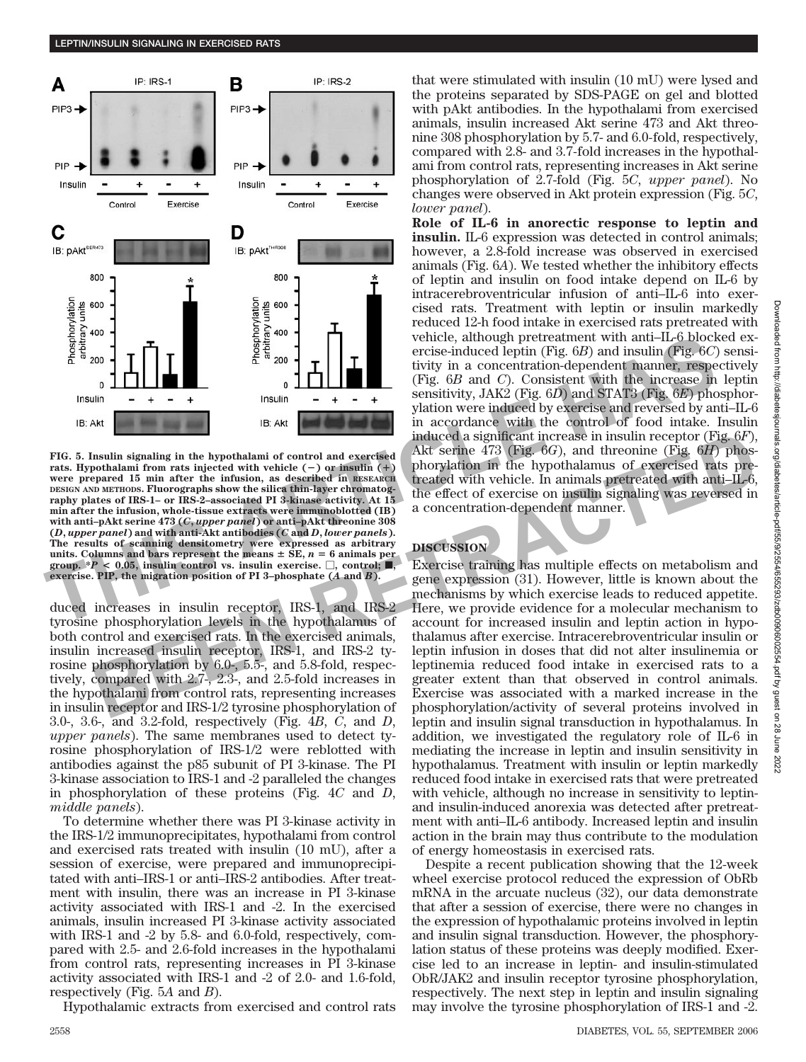FIG. 5. Insulin signaling in the hypothalami of control and exercised rats. Hypothalami from rats injected with vehicle (−) or insulin (+) were prepared 15 min after the infusion, as described in RESEARCH DESIGN AND METHODS. Fluorographs show the silica thin-layer chromatography plates of IRS-1– or IRS-2–associated PI 3-kinase activity. At 15 min after the infusion, whole-tissue extracts were immunoblotted (IB) with anti–pAkt serine 473 (*C*, *upper panel*) or anti–pAkt threonine 308 (*D*, *upper panel*) and with anti-Akt antibodies (*C* and *D*, *lower panels*). The results of scanning densitometry were expressed as arbitrary units. Columns and bars represent the means ± SE, $n = 6$ animals per group. *$P < 0.05$, insulin control vs. insulin exercise. □, control; ■, exercise. PIP, the migration position of PI 3–phosphate (*A* and *B*).

duced increases in insulin receptor, IRS-1, and IRS-2 tyrosine phosphorylation levels in the hypothalamus of both control and exercised rats. In the exercised animals, insulin increased insulin receptor, IRS-1, and IRS-2 tyrosine phosphorylation by 6.0-, 5.5-, and 5.8-fold, respectively, compared with 2.7-, 2.3-, and 2.5-fold increases in the hypothalami from control rats, representing increases in insulin receptor and IRS-1/2 tyrosine phosphorylation of 3.0-, 3.6-, and 3.2-fold, respectively (Fig. 4*B*, *C*, and *D*, *upper panels*). The same membranes used to detect tyrosine phosphorylation of IRS-1/2 were reblotted with antibodies against the p85 subunit of PI 3-kinase. The PI 3-kinase association to IRS-1 and -2 paralleled the changes in phosphorylation of these proteins (Fig. 4*C* and *D*, *middle panels*).

To determine whether there was PI 3-kinase activity in the IRS-1/2 immunoprecipitates, hypothalami from control and exercised rats treated with insulin (10 mU), after a session of exercise, were prepared and immunoprecipitated with anti–IRS-1 or anti–IRS-2 antibodies. After treatment with insulin, there was an increase in PI 3-kinase activity associated with IRS-1 and -2. In the exercised animals, insulin increased PI 3-kinase activity associated with IRS-1 and -2 by 5.8- and 6.0-fold, respectively, compared with 2.5- and 2.6-fold increases in the hypothalami from control rats, representing increases in PI 3-kinase activity associated with IRS-1 and -2 of 2.0- and 1.6-fold, respectively (Fig. 5*A* and *B*).

Hypothalamic extracts from exercised and control rats that were stimulated with insulin (10 mU) were lysed and the proteins separated by SDS-PAGE on gel and blotted with pAkt antibodies. In the hypothalami from exercised animals, insulin increased Akt serine 473 and Akt threonine 308 phosphorylation by 5.7- and 6.0-fold, respectively, compared with 2.8- and 3.7-fold increases in the hypothalami from control rats, representing increases in Akt serine phosphorylation of 2.7-fold (Fig. 5*C*, *upper panel*). No changes were observed in Akt protein expression (Fig. 5*C*, *lower panel*).

**Role of IL-6 in anorectic response to leptin and insulin.** IL-6 expression was detected in control animals; however, a 2.8-fold increase was observed in exercised animals (Fig. 6*A*). We tested whether the inhibitory effects of leptin and insulin on food intake depend on IL-6 by intracerebroventricular infusion of anti–IL-6 into exercised rats. Treatment with leptin or insulin markedly reduced 12-h food intake in exercised rats pretreated with vehicle, although pretreatment with anti–IL-6 blocked exercise-induced leptin (Fig. 6*B*) and insulin (Fig. 6*C*) sensitivity in a concentration-dependent manner, respectively (Fig. 6*B* and *C*). Consistent with the increase in leptin sensitivity, JAK2 (Fig. 6*D*) and STAT3 (Fig. 6*E*) phosphorylation were induced by exercise and reversed by anti–IL-6 in accordance with the control of food intake. Insulin induced a significant increase in insulin receptor (Fig. 6*F*), Akt serine 473 (Fig. 6*G*), and threonine (Fig. 6*H*) phosphorylation in the hypothalamus of exercised rats pretreated with vehicle. In animals pretreated with anti–IL-6, the effect of exercise on insulin signaling was reversed in a concentration-dependent manner.

## DISCUSSION

Exercise training has multiple effects on metabolism and gene expression (31). However, little is known about the mechanisms by which exercise leads to reduced appetite. Here, we provide evidence for a molecular mechanism to account for increased insulin and leptin action in hypothalamus after exercise. Intracerebroventricular insulin or leptin infusion in doses that did not alter insulinemia or leptinemia reduced food intake in exercised rats to a greater extent than that observed in control animals. Exercise was associated with a marked increase in the phosphorylation/activity of several proteins involved in leptin and insulin signal transduction in hypothalamus. In addition, we investigated the regulatory role of IL-6 in mediating the increase in leptin and insulin sensitivity in hypothalamus. Treatment with insulin or leptin markedly reduced food intake in exercised rats that were pretreated with vehicle, although no increase in sensitivity to leptin- and insulin-induced anorexia was detected after pretreatment with anti–IL-6 antibody. Increased leptin and insulin action in the brain may thus contribute to the modulation of energy homeostasis in exercised rats.

Despite a recent publication showing that the 12-week wheel exercise protocol reduced the expression of ObRb mRNA in the arcuate nucleus (32), our data demonstrate that after a session of exercise, there were no changes in the expression of hypothalamic proteins involved in leptin and insulin signal transduction. However, the phosphorylation status of these proteins was deeply modified. Exercise led to an increase in leptin- and insulin-stimulated ObR/JAK2 and insulin receptor tyrosine phosphorylation, respectively. The next step in leptin and insulin signaling may involve the tyrosine phosphorylation of IRS-1 and -2.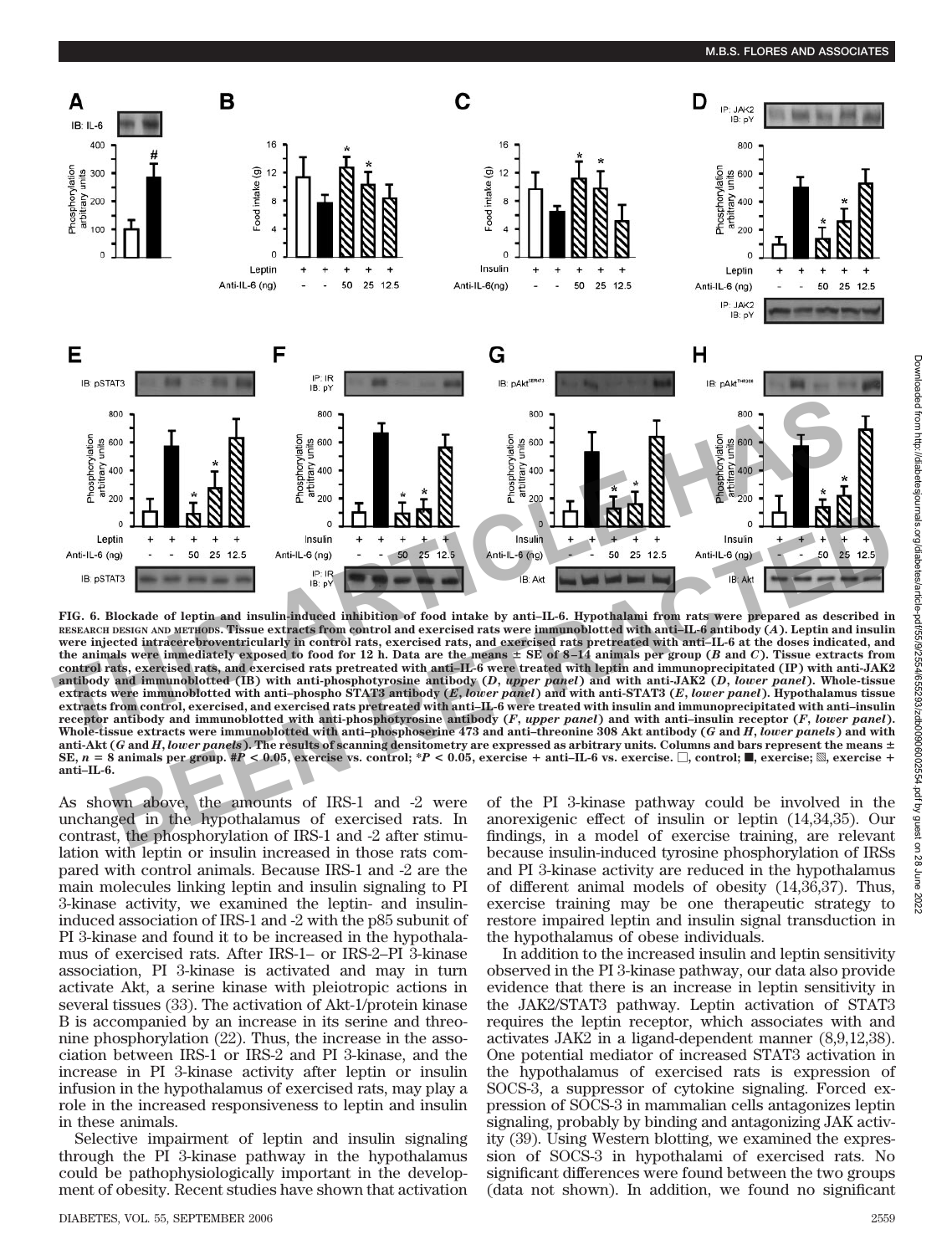FIG. 6. Blockade of leptin and insulin-induced inhibition of food intake by anti–IL-6. Hypothalami from rats were prepared as described in RESEARCH DESIGN AND METHODS. Tissue extracts from control and exercised rats were immunoblotted with anti–IL-6 antibody (*A*). Leptin and insulin were injected intracerebroventricularly in control rats, exercised rats, and exercised rats pretreated with anti–IL-6 at the doses indicated, and the animals were immediately exposed to food for 12 h. Data are the means ± SE of 8–14 animals per group (*B* and *C*). Tissue extracts from control rats, exercised rats, and exercised rats pretreated with anti–IL-6 were treated with leptin and immunoprecipitated (IP) with anti-JAK2 antibody and immunoblotted (IB) with anti-phosphotyrosine antibody (*D*, *upper panel*) and with anti-JAK2 (*D*, *lower panel*). Whole-tissue extracts were immunoblotted with anti–phospho STAT3 antibody (*E*, *lower panel*) and with anti-STAT3 (*E*, *lower panel*). Hypothalamus tissue extracts from control, exercised, and exercised rats pretreated with anti–IL-6 were treated with insulin and immunoprecipitated with anti–insulin receptor antibody and immunoblotted with anti-phosphotyrosine antibody (*F*, *upper panel*) and with anti–insulin receptor (*F*, *lower panel*). Whole-tissue extracts were immunoblotted with anti–phosphoserine 473 and anti–threonine 308 Akt antibody (*G* and *H*, *lower panels*) and with anti-Akt (*G* and *H*, *lower panels*). The results of scanning densitometry are expressed as arbitrary units. Columns and bars represent the means ± SE, $n = 8$ animals per group. #$P < 0.05$, exercise vs. control; *$P < 0.05$, exercise + anti–IL-6 vs. exercise. □, control; ■, exercise; ▧, exercise + anti–IL-6.

As shown above, the amounts of IRS-1 and -2 were unchanged in the hypothalamus of exercised rats. In contrast, the phosphorylation of IRS-1 and -2 after stimulation with leptin or insulin increased in those rats compared with control animals. Because IRS-1 and -2 are the main molecules linking leptin and insulin signaling to PI 3-kinase activity, we examined the leptin- and insulin-induced association of IRS-1 and -2 with the p85 subunit of PI 3-kinase and found it to be increased in the hypothalamus of exercised rats. After IRS-1– or IRS-2–PI 3-kinase association, PI 3-kinase is activated and may in turn activate Akt, a serine kinase with pleiotropic actions in several tissues (33). The activation of Akt-1/protein kinase B is accompanied by an increase in its serine and threonine phosphorylation (22). Thus, the increase in the association between IRS-1 or IRS-2 and PI 3-kinase, and the increase in PI 3-kinase activity after leptin or insulin infusion in the hypothalamus of exercised rats, may play a role in the increased responsiveness to leptin and insulin in these animals.

Selective impairment of leptin and insulin signaling through the PI 3-kinase pathway in the hypothalamus could be pathophysiologically important in the development of obesity. Recent studies have shown that activation of the PI 3-kinase pathway could be involved in the anorexigenic effect of insulin or leptin (14,34,35). Our findings, in a model of exercise training, are relevant because insulin-induced tyrosine phosphorylation of IRSs and PI 3-kinase activity are reduced in the hypothalamus of different animal models of obesity (14,36,37). Thus, exercise training may be one therapeutic strategy to restore impaired leptin and insulin signal transduction in the hypothalamus of obese individuals.

In addition to the increased insulin and leptin sensitivity observed in the PI 3-kinase pathway, our data also provide evidence that there is an increase in leptin sensitivity in the JAK2/STAT3 pathway. Leptin activation of STAT3 requires the leptin receptor, which associates with and activates JAK2 in a ligand-dependent manner (8,9,12,38). One potential mediator of increased STAT3 activation in the hypothalamus of exercised rats is expression of SOCS-3, a suppressor of cytokine signaling. Forced expression of SOCS-3 in mammalian cells antagonizes leptin signaling, probably by binding and antagonizing JAK activity (39). Using Western blotting, we examined the expression of SOCS-3 in hypothalami of exercised rats. No significant differences were found between the two groups (data not shown). In addition, we found no significant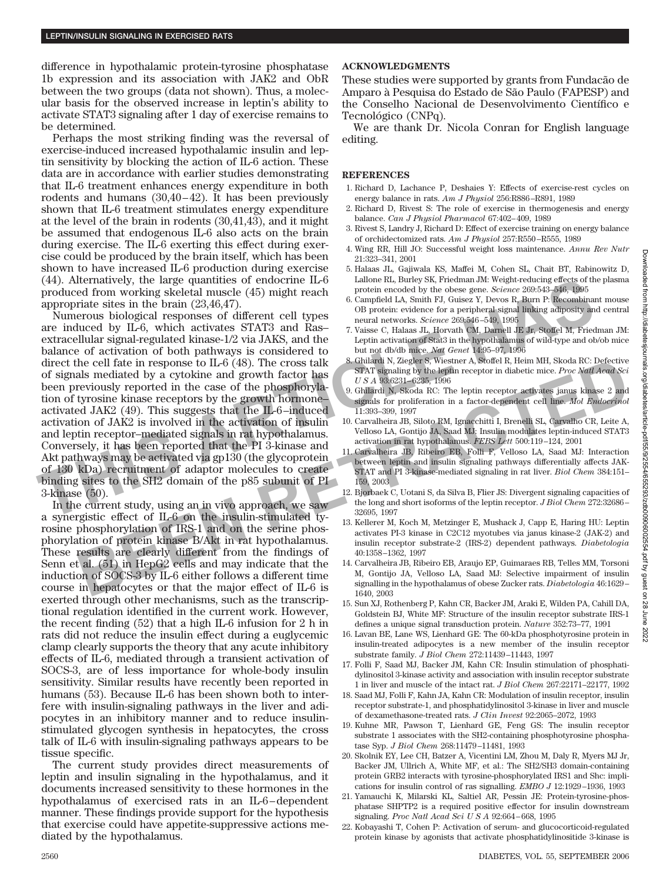difference in hypothalamic protein-tyrosine phosphatase 1b expression and its association with JAK2 and ObR between the two groups (data not shown). Thus, a molecular basis for the observed increase in leptin's ability to activate STAT3 signaling after 1 day of exercise remains to be determined.

Perhaps the most striking finding was the reversal of exercise-induced increased hypothalamic insulin and leptin sensitivity by blocking the action of IL-6 action. These data are in accordance with earlier studies demonstrating that IL-6 treatment enhances energy expenditure in both rodents and humans (30,40–42). It has been previously shown that IL-6 treatment stimulates energy expenditure at the level of the brain in rodents (30,41,43), and it might be assumed that endogenous IL-6 also acts on the brain during exercise. The IL-6 exerting this effect during exercise could be produced by the brain itself, which has been shown to have increased IL-6 production during exercise (44). Alternatively, the large quantities of endocrine IL-6 produced from working skeletal muscle (45) might reach appropriate sites in the brain (23,46,47).

Numerous biological responses of different cell types are induced by IL-6, which activates STAT3 and Ras–extracellular signal-regulated kinase-1/2 via JAKS, and the balance of activation of both pathways is considered to direct the cell fate in response to IL-6 (48). The cross talk of signals mediated by a cytokine and growth factor has been previously reported in the case of the phosphorylation of tyrosine kinase receptors by the growth hormone–activated JAK2 (49). This suggests that the IL-6–induced activation of JAK2 is involved in the activation of insulin and leptin receptor–mediated signals in rat hypothalamus. Conversely, it has been reported that the PI 3-kinase and Akt pathways may be activated via gp130 (the glycoprotein of 130 kDa) recruitment of adaptor molecules to create binding sites to the SH2 domain of the p85 subunit of PI 3-kinase (50).

In the current study, using an in vivo approach, we saw a synergistic effect of IL-6 on the insulin-stimulated tyrosine phosphorylation of IRS-1 and on the serine phosphorylation of protein kinase B/Akt in rat hypothalamus. These results are clearly different from the findings of Senn et al. (51) in HepG2 cells and may indicate that the induction of SOCS-3 by IL-6 either follows a different time course in hepatocytes or that the major effect of IL-6 is exerted through other mechanisms, such as the transcriptional regulation identified in the current work. However, the recent finding (52) that a high IL-6 infusion for 2 h in rats did not reduce the insulin effect during a euglycemic clamp clearly supports the theory that any acute inhibitory effects of IL-6, mediated through a transient activation of SOCS-3, are of less importance for whole-body insulin sensitivity. Similar results have recently been reported in humans (53). Because IL-6 has been shown both to interfere with insulin-signaling pathways in the liver and adipocytes in an inhibitory manner and to reduce insulin-stimulated glycogen synthesis in hepatocytes, the cross talk of IL-6 with insulin-signaling pathways appears to be tissue specific.

The current study provides direct measurements of leptin and insulin signaling in the hypothalamus, and it documents increased sensitivity to these hormones in the hypothalamus of exercised rats in an IL-6–dependent manner. These findings provide support for the hypothesis that exercise could have appetite-suppressive actions mediated by the hypothalamus.

## ACKNOWLEDGMENTS

These studies were supported by grants from Fundacão de Amparo à Pesquisa do Estado de São Paulo (FAPESP) and the Conselho Nacional de Desenvolvimento Científico e Tecnológico (CNPq).

We are thank Dr. Nicola Conran for English language editing.

## REFERENCES

1. Richard D, Lachance P, Deshaies Y: Effects of exercise-rest cycles on energy balance in rats. *Am J Physiol* 256:R886–R891, 1989
2. Richard D, Rivest S: The role of exercise in thermogenesis and energy balance. *Can J Physiol Pharmacol* 67:402–409, 1989
3. Rivest S, Landry J, Richard D: Effect of exercise training on energy balance of orchidectomized rats. *Am J Physiol* 257:R550–R555, 1989
4. Wing RR, Hill JO: Successful weight loss maintenance. *Annu Rev Nutr* 21:323–341, 2001
5. Halaas JL, Gajiwala KS, Maffei M, Cohen SL, Chait BT, Rabinowitz D, Lallone RL, Burley SK, Friedman JM: Weight-reducing effects of the plasma protein encoded by the obese gene. *Science* 269:543–546, 1995
6. Campfield LA, Smith FJ, Guisez Y, Devos R, Burn P: Recombinant mouse OB protein: evidence for a peripheral signal linking adiposity and central neural networks. *Science* 269:546–549, 1995
7. Vaisse C, Halaas JL, Horvath CM, Darnell JE Jr, Stoffel M, Friedman JM: Leptin activation of Stat3 in the hypothalamus of wild-type and ob/ob mice but not db/db mice. *Nat Genet* 14:95–97, 1996
8. Ghilardi N, Ziegler S, Wiestner A, Stoffel R, Heim MH, Skoda RC: Defective STAT signaling by the leptin receptor in diabetic mice. *Proc Natl Acad Sci U S A* 93:6231–6235, 1996
9. Ghilardi N, Skoda RC: The leptin receptor activates janus kinase 2 and signals for proliferation in a factor-dependent cell line. *Mol Endocrinol* 11:393–399, 1997
10. Carvalheira JB, Siloto RM, Ignacchitti I, Brenelli SL, Carvalho CR, Leite A, Velloso LA, Gontijo JA, Saad MJ: Insulin modulates leptin-induced STAT3 activation in rat hypothalamus. *FEBS Lett* 500:119–124, 2001
11. Carvalheira JB, Ribeiro EB, Folli F, Velloso LA, Saad MJ: Interaction between leptin and insulin signaling pathways differentially affects JAK-STAT and PI 3-kinase-mediated signaling in rat liver. *Biol Chem* 384:151–159, 2003
12. Bjorbaek C, Uotani S, da Silva B, Flier JS: Divergent signaling capacities of the long and short isoforms of the leptin receptor. *J Biol Chem* 272:32686–32695, 1997
13. Kellerer M, Koch M, Metzinger E, Mushack J, Capp E, Haring HU: Leptin activates PI-3 kinase in C2C12 myotubes via janus kinase-2 (JAK-2) and insulin receptor substrate-2 (IRS-2) dependent pathways. *Diabetologia* 40:1358–1362, 1997
14. Carvalheira JB, Ribeiro EB, Araujo EP, Guimaraes RB, Telles MM, Torsoni M, Gontijo JA, Velloso LA, Saad MJ: Selective impairment of insulin signalling in the hypothalamus of obese Zucker rats. *Diabetologia* 46:1629–1640, 2003
15. Sun XJ, Rothenberg P, Kahn CR, Backer JM, Araki E, Wilden PA, Cahill DA, Goldstein BJ, White MF: Structure of the insulin receptor substrate IRS-1 defines a unique signal transduction protein. *Nature* 352:73–77, 1991
16. Lavan BE, Lane WS, Lienhard GE: The 60-kDa phosphotyrosine protein in insulin-treated adipocytes is a new member of the insulin receptor substrate family. *J Biol Chem* 272:11439–11443, 1997
17. Folli F, Saad MJ, Backer JM, Kahn CR: Insulin stimulation of phosphatidylinositol 3-kinase activity and association with insulin receptor substrate 1 in liver and muscle of the intact rat. *J Biol Chem* 267:22171–22177, 1992
18. Saad MJ, Folli F, Kahn JA, Kahn CR: Modulation of insulin receptor, insulin receptor substrate-1, and phosphatidylinositol 3-kinase in liver and muscle of dexamethasone-treated rats. *J Clin Invest* 92:2065–2072, 1993
19. Kuhne MR, Pawson T, Lienhard GE, Feng GS: The insulin receptor substrate 1 associates with the SH2-containing phosphotyrosine phosphatase Syp. *J Biol Chem* 268:11479–11481, 1993
20. Skolnik EY, Lee CH, Batzer A, Vicentini LM, Zhou M, Daly R, Myers MJ Jr, Backer JM, Ullrich A, White MF, et al.: The SH2/SH3 domain-containing protein GRB2 interacts with tyrosine-phosphorylated IRS1 and Shc: implications for insulin control of ras signalling. *EMBO J* 12:1929–1936, 1993
21. Yamauchi K, Milarski KL, Saltiel AR, Pessin JE: Protein-tyrosine-phosphatase SHPTP2 is a required positive effector for insulin downstream signaling. *Proc Natl Acad Sci U S A* 92:664–668, 1995
22. Kobayashi T, Cohen P: Activation of serum- and glucocorticoid-regulated protein kinase by agonists that activate phosphatidylinositide 3-kinase is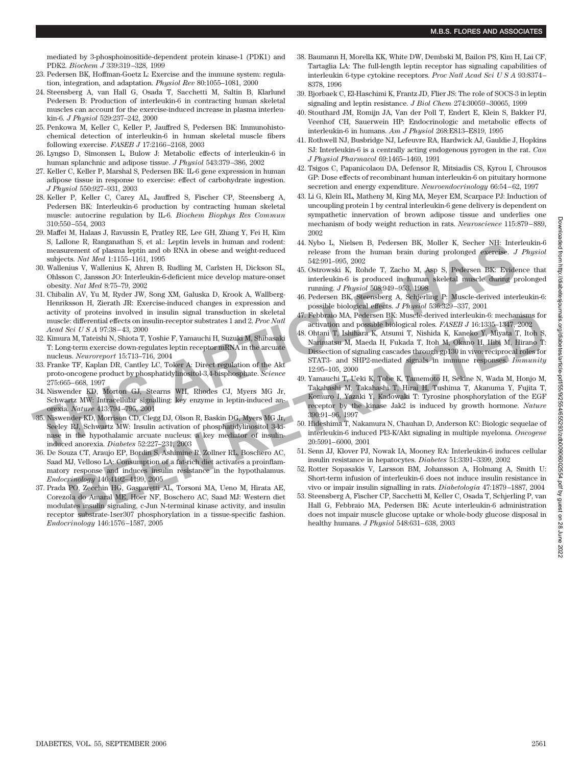mediated by 3-phosphoinositide-dependent protein kinase-1 (PDK1) and PDK2. *Biochem J* 339:319–328, 1999

23. Pedersen BK, Hoffman-Goetz L: Exercise and the immune system: regulation, integration, and adaptation. *Physiol Rev* 80:1055–1081, 2000
24. Steensberg A, van Hall G, Osada T, Sacchetti M, Saltin B, Klarlund Pedersen B: Production of interleukin-6 in contracting human skeletal muscles can account for the exercise-induced increase in plasma interleukin-6. *J Physiol* 529:237–242, 2000
25. Penkowa M, Keller C, Keller P, Jauffred S, Pedersen BK: Immunohistochemical detection of interleukin-6 in human skeletal muscle fibers following exercise. *FASEB J* 17:2166–2168, 2003
26. Lyngso D, Simonsen L, Bulow J: Metabolic effects of interleukin-6 in human splanchnic and adipose tissue. *J Physiol* 543:379–386, 2002
27. Keller C, Keller P, Marshal S, Pedersen BK: IL-6 gene expression in human adipose tissue in response to exercise: effect of carbohydrate ingestion. *J Physiol* 550:927–931, 2003
28. Keller P, Keller C, Carey AL, Jauffred S, Fischer CP, Steensberg A, Pedersen BK: Interleukin-6 production by contracting human skeletal muscle: autocrine regulation by IL-6. *Biochem Biophys Res Commun* 310:550–554, 2003
29. Maffei M, Halaas J, Ravussin E, Pratley RE, Lee GH, Zhang Y, Fei H, Kim S, Lallone R, Ranganathan S, et al.: Leptin levels in human and rodent: measurement of plasma leptin and ob RNA in obese and weight-reduced subjects. *Nat Med* 1:1155–1161, 1995
30. Wallenius V, Wallenius K, Ahren B, Rudling M, Carlsten H, Dickson SL, Ohlsson C, Jansson JO: Interleukin-6-deficient mice develop mature-onset obesity. *Nat Med* 8:75–79, 2002
31. Chibalin AV, Yu M, Ryder JW, Song XM, Galuska D, Krook A, Wallberg-Henriksson H, Zierath JR: Exercise-induced changes in expression and activity of proteins involved in insulin signal transduction in skeletal muscle: differential effects on insulin-receptor substrates 1 and 2. *Proc Natl Acad Sci U S A* 97:38–43, 2000
32. Kimura M, Tateishi N, Shiota T, Yoshie F, Yamauchi H, Suzuki M, Shibasaki T: Long-term exercise down-regulates leptin receptor mRNA in the arcuate nucleus. *Neuroreport* 15:713–716, 2004
33. Franke TF, Kaplan DR, Cantley LC, Toker A: Direct regulation of the Akt proto-oncogene product by phosphatidylinositol-3,4-bisphosphate. *Science* 275:665–668, 1997
34. Niswender KD, Morton GJ, Stearns WH, Rhodes CJ, Myers MG Jr, Schwartz MW: Intracellular signalling: key enzyme in leptin-induced anorexia. *Nature* 413:794–795, 2001
35. Niswender KD, Morrison CD, Clegg DJ, Olson R, Baskin DG, Myers MG Jr, Seeley RJ, Schwartz MW: Insulin activation of phosphatidylinositol 3-kinase in the hypothalamic arcuate nucleus: a key mediator of insulin-induced anorexia. *Diabetes* 52:227–231, 2003
36. De Souza CT, Araujo EP, Bordin S, Ashimine R, Zollner RL, Boschero AC, Saad MJ, Velloso LA: Consumption of a fat-rich diet activates a proinflammatory response and induces insulin resistance in the hypothalamus. *Endocrinology* 146:4192–4199, 2005
37. Prada PO, Zecchin HG, Gasparetti AL, Torsoni MA, Ueno M, Hirata AE, Corezola do Amaral ME, Hoer NF, Boschero AC, Saad MJ: Western diet modulates insulin signaling, c-Jun N-terminal kinase activity, and insulin receptor substrate-1ser307 phosphorylation in a tissue-specific fashion. *Endocrinology* 146:1576–1587, 2005
38. Baumann H, Morella KK, White DW, Dembski M, Bailon PS, Kim H, Lai CF, Tartaglia LA: The full-length leptin receptor has signaling capabilities of interleukin 6-type cytokine receptors. *Proc Natl Acad Sci U S A* 93:8374–8378, 1996
39. Bjorbaek C, El-Haschimi K, Frantz JD, Flier JS: The role of SOCS-3 in leptin signaling and leptin resistance. *J Biol Chem* 274:30059–30065, 1999
40. Stouthard JM, Romijn JA, Van der Poll T, Endert E, Klein S, Bakker PJ, Veenhof CH, Sauerwein HP: Endocrinologic and metabolic effects of interleukin-6 in humans. *Am J Physiol* 268:E813–E819, 1995
41. Rothwell NJ, Busbridge NJ, Lefeuvre RA, Hardwick AJ, Gauldie J, Hopkins SJ: Interleukin-6 is a centrally acting endogenous pyrogen in the rat. *Can J Physiol Pharmacol* 69:1465–1469, 1991
42. Tsigos C, Papanicolaou DA, Defensor R, Mitsiadis CS, Kyrou I, Chrousos GP: Dose effects of recombinant human interleukin-6 on pituitary hormone secretion and energy expenditure. *Neuroendocrinology* 66:54–62, 1997
43. Li G, Klein RL, Matheny M, King MA, Meyer EM, Scarpace PJ: Induction of uncoupling protein 1 by central interleukin-6 gene delivery is dependent on sympathetic innervation of brown adipose tissue and underlies one mechanism of body weight reduction in rats. *Neuroscience* 115:879–889, 2002
44. Nybo L, Nielsen B, Pedersen BK, Moller K, Secher NH: Interleukin-6 release from the human brain during prolonged exercise. *J Physiol* 542:991–995, 2002
45. Ostrowski K, Rohde T, Zacho M, Asp S, Pedersen BK: Evidence that interleukin-6 is produced in human skeletal muscle during prolonged running. *J Physiol* 508:949–953, 1998
46. Pedersen BK, Steensberg A, Schjerling P: Muscle-derived interleukin-6: possible biological effects. *J Physiol* 536:329–337, 2001
47. Febbraio MA, Pedersen BK: Muscle-derived interleukin-6: mechanisms for activation and possible biological roles. *FASEB J* 16:1335–1347, 2002
48. Ohtani T, Ishihara K, Atsumi T, Nishida K, Kaneko Y, Miyata T, Itoh S, Narimatsu M, Maeda H, Fukada T, Itoh M, Okano H, Hibi M, Hirano T: Dissection of signaling cascades through gp130 in vivo: reciprocal roles for STAT3- and SHP2-mediated signals in immune responses. *Immunity* 12:95–105, 2000
49. Yamauchi T, Ueki K, Tobe K, Tamemoto H, Sekine N, Wada M, Honjo M, Takahashi M, Takahashi T, Hirai H, Tushima T, Akanuma Y, Fujita T, Komuro I, Yazaki Y, Kadowaki T: Tyrosine phosphorylation of the EGF receptor by the kinase Jak2 is induced by growth hormone. *Nature* 390:91–96, 1997
50. Hideshima T, Nakamura N, Chauhan D, Anderson KC: Biologic sequelae of interleukin-6 induced PI3-K/Akt signaling in multiple myeloma. *Oncogene* 20:5991–6000, 2001
51. Senn JJ, Klover PJ, Nowak IA, Mooney RA: Interleukin-6 induces cellular insulin resistance in hepatocytes. *Diabetes* 51:3391–3399, 2002
52. Rotter Sopasakis V, Larsson BM, Johansson A, Holmang A, Smith U: Short-term infusion of interleukin-6 does not induce insulin resistance in vivo or impair insulin signalling in rats. *Diabetologia* 47:1879–1887, 2004
53. Steensberg A, Fischer CP, Sacchetti M, Keller C, Osada T, Schjerling P, van Hall G, Febbraio MA, Pedersen BK: Acute interleukin-6 administration does not impair muscle glucose uptake or whole-body glucose disposal in healthy humans. *J Physiol* 548:631–638, 2003

THIS ARTICLE HAS BEEN RETRACTED